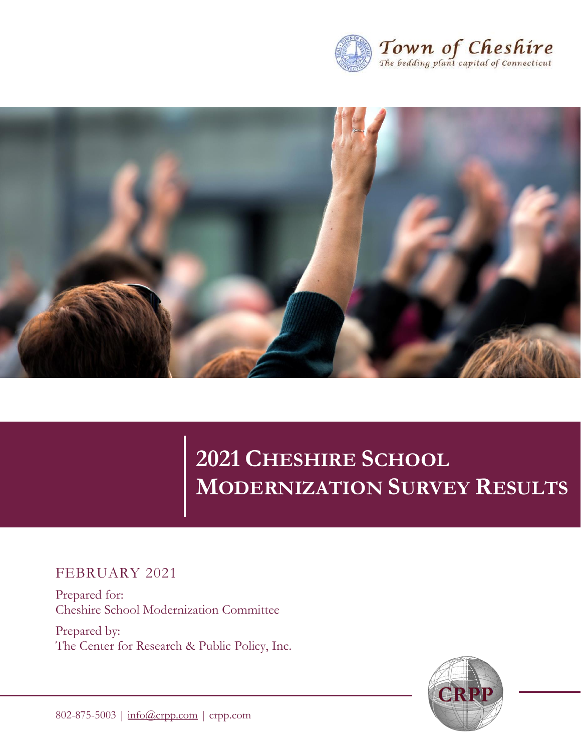Town of Cheshire
*The bedding plant capital of Connecticut*

# 2021 Cheshire School Modernization Survey Results

FEBRUARY 2021

Prepared for:
Cheshire School Modernization Committee

Prepared by:
The Center for Research & Public Policy, Inc.

CRPP

802-875-5003 | info@crpp.com | crpp.com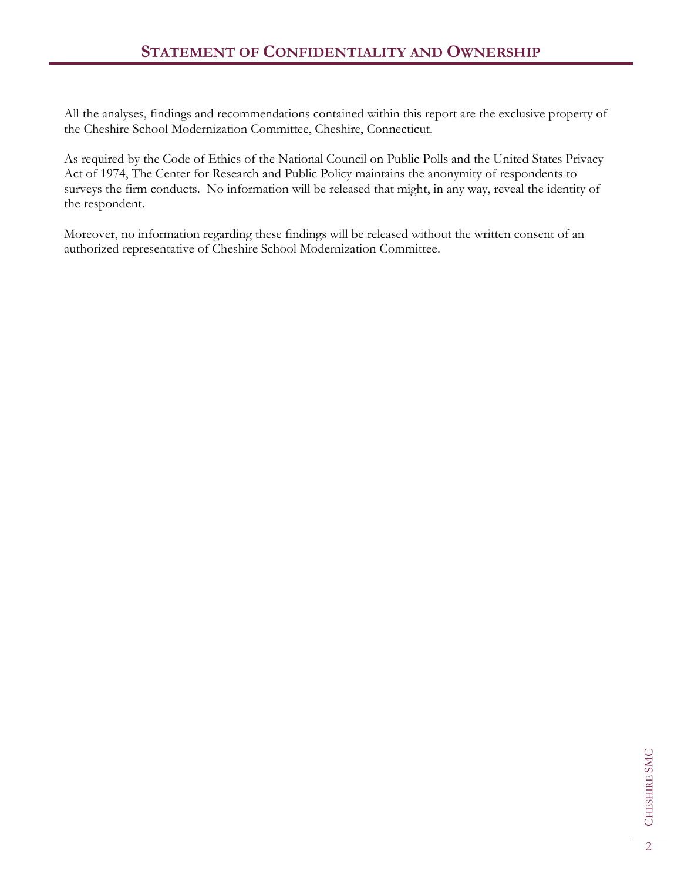# Statement of Confidentiality and Ownership

All the analyses, findings and recommendations contained within this report are the exclusive property of the Cheshire School Modernization Committee, Cheshire, Connecticut.

As required by the Code of Ethics of the National Council on Public Polls and the United States Privacy Act of 1974, The Center for Research and Public Policy maintains the anonymity of respondents to surveys the firm conducts. No information will be released that might, in any way, reveal the identity of the respondent.

Moreover, no information regarding these findings will be released without the written consent of an authorized representative of Cheshire School Modernization Committee.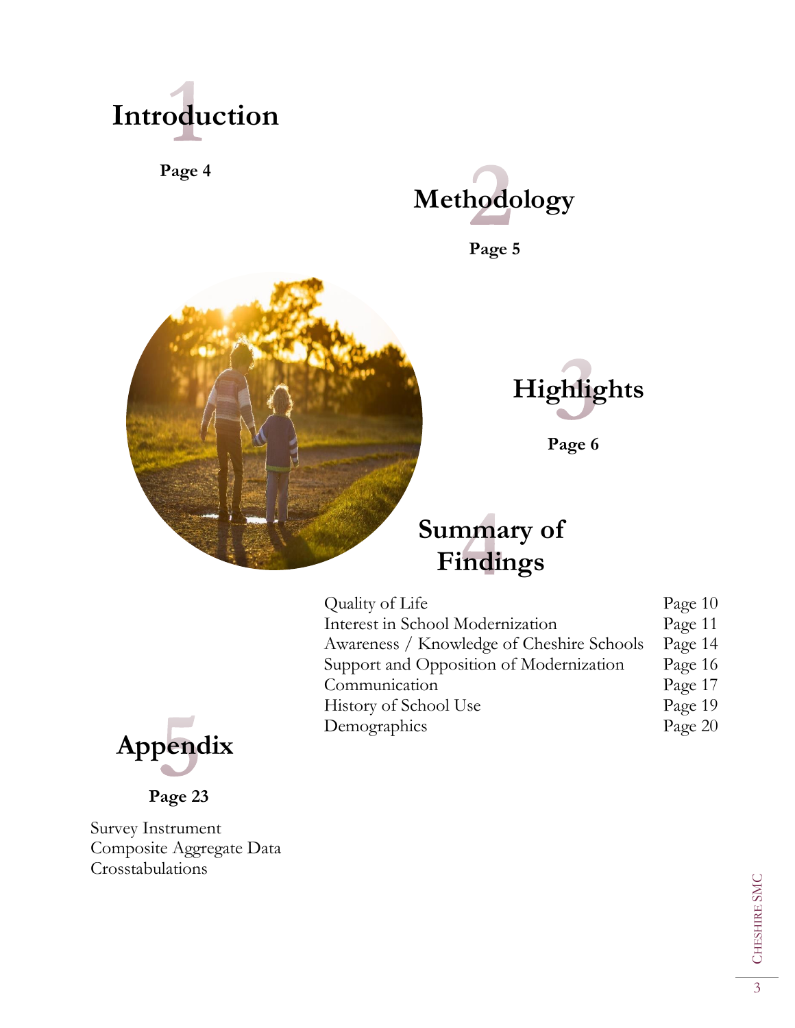## 1 Introduction

**Page 4**

## 2 Methodology

**Page 5**

## 3 Highlights

**Page 6**

## 4 Summary of Findings

| | |
|---|---|
| Quality of Life | Page 10 |
| Interest in School Modernization | Page 11 |
| Awareness / Knowledge of Cheshire Schools | Page 14 |
| Support and Opposition of Modernization | Page 16 |
| Communication | Page 17 |
| History of School Use | Page 19 |
| Demographics | Page 20 |

## 5 Appendix

**Page 23**

Survey Instrument
Composite Aggregate Data
Crosstabulations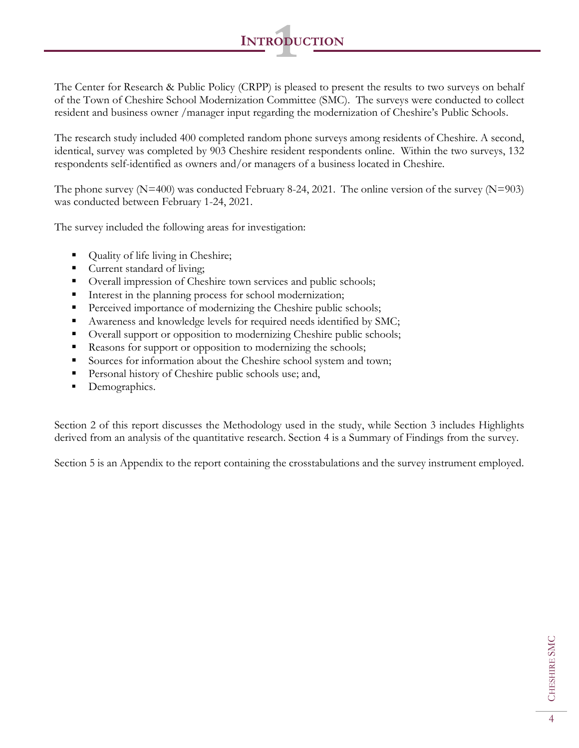# 1 Introduction

The Center for Research & Public Policy (CRPP) is pleased to present the results to two surveys on behalf of the Town of Cheshire School Modernization Committee (SMC). The surveys were conducted to collect resident and business owner /manager input regarding the modernization of Cheshire's Public Schools.

The research study included 400 completed random phone surveys among residents of Cheshire. A second, identical, survey was completed by 903 Cheshire resident respondents online. Within the two surveys, 132 respondents self-identified as owners and/or managers of a business located in Cheshire.

The phone survey (N=400) was conducted February 8-24, 2021. The online version of the survey (N=903) was conducted between February 1-24, 2021.

The survey included the following areas for investigation:

- Quality of life living in Cheshire;
- Current standard of living;
- Overall impression of Cheshire town services and public schools;
- Interest in the planning process for school modernization;
- Perceived importance of modernizing the Cheshire public schools;
- Awareness and knowledge levels for required needs identified by SMC;
- Overall support or opposition to modernizing Cheshire public schools;
- Reasons for support or opposition to modernizing the schools;
- Sources for information about the Cheshire school system and town;
- Personal history of Cheshire public schools use; and,
- Demographics.

Section 2 of this report discusses the Methodology used in the study, while Section 3 includes Highlights derived from an analysis of the quantitative research. Section 4 is a Summary of Findings from the survey.

Section 5 is an Appendix to the report containing the crosstabulations and the survey instrument employed.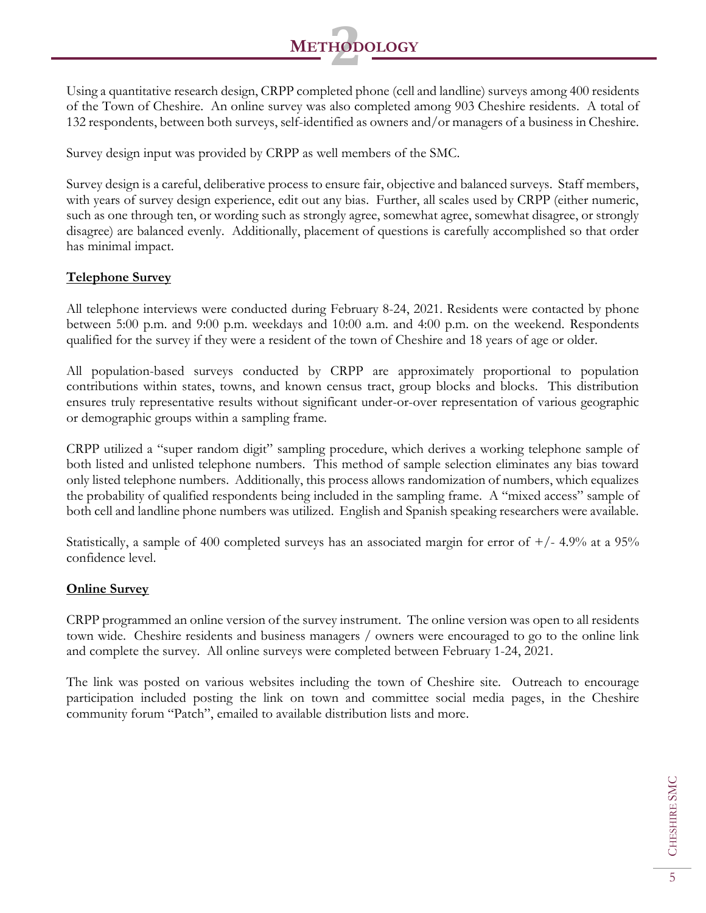# 2 Methodology

Using a quantitative research design, CRPP completed phone (cell and landline) surveys among 400 residents of the Town of Cheshire. An online survey was also completed among 903 Cheshire residents. A total of 132 respondents, between both surveys, self-identified as owners and/or managers of a business in Cheshire.

Survey design input was provided by CRPP as well members of the SMC.

Survey design is a careful, deliberative process to ensure fair, objective and balanced surveys. Staff members, with years of survey design experience, edit out any bias. Further, all scales used by CRPP (either numeric, such as one through ten, or wording such as strongly agree, somewhat agree, somewhat disagree, or strongly disagree) are balanced evenly. Additionally, placement of questions is carefully accomplished so that order has minimal impact.

**Telephone Survey**

All telephone interviews were conducted during February 8-24, 2021. Residents were contacted by phone between 5:00 p.m. and 9:00 p.m. weekdays and 10:00 a.m. and 4:00 p.m. on the weekend. Respondents qualified for the survey if they were a resident of the town of Cheshire and 18 years of age or older.

All population-based surveys conducted by CRPP are approximately proportional to population contributions within states, towns, and known census tract, group blocks and blocks. This distribution ensures truly representative results without significant under-or-over representation of various geographic or demographic groups within a sampling frame.

CRPP utilized a "super random digit" sampling procedure, which derives a working telephone sample of both listed and unlisted telephone numbers. This method of sample selection eliminates any bias toward only listed telephone numbers. Additionally, this process allows randomization of numbers, which equalizes the probability of qualified respondents being included in the sampling frame. A "mixed access" sample of both cell and landline phone numbers was utilized. English and Spanish speaking researchers were available.

Statistically, a sample of 400 completed surveys has an associated margin for error of +/- 4.9% at a 95% confidence level.

**Online Survey**

CRPP programmed an online version of the survey instrument. The online version was open to all residents town wide. Cheshire residents and business managers / owners were encouraged to go to the online link and complete the survey. All online surveys were completed between February 1-24, 2021.

The link was posted on various websites including the town of Cheshire site. Outreach to encourage participation included posting the link on town and committee social media pages, in the Cheshire community forum "Patch", emailed to available distribution lists and more.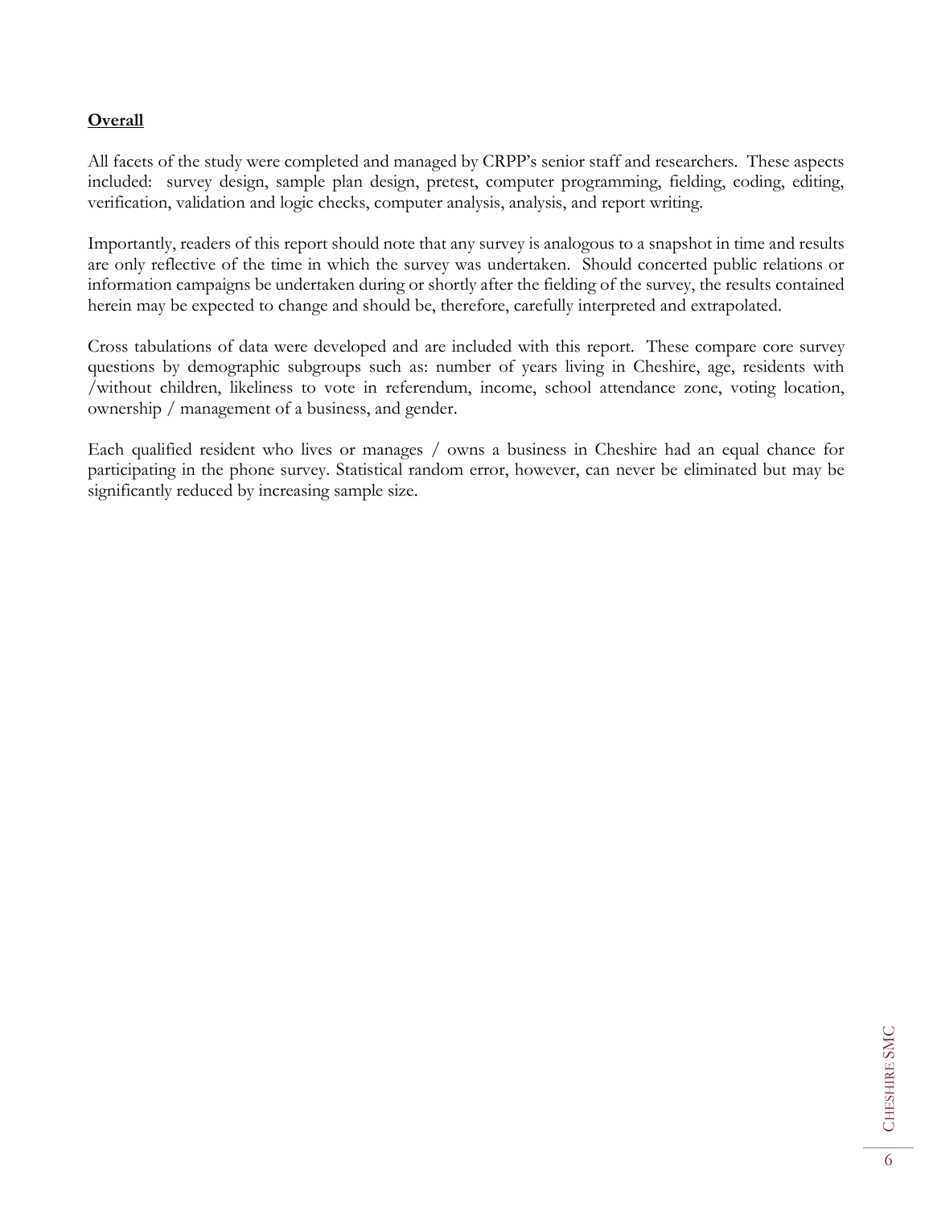**Overall**

All facets of the study were completed and managed by CRPP's senior staff and researchers. These aspects included: survey design, sample plan design, pretest, computer programming, fielding, coding, editing, verification, validation and logic checks, computer analysis, analysis, and report writing.

Importantly, readers of this report should note that any survey is analogous to a snapshot in time and results are only reflective of the time in which the survey was undertaken. Should concerted public relations or information campaigns be undertaken during or shortly after the fielding of the survey, the results contained herein may be expected to change and should be, therefore, carefully interpreted and extrapolated.

Cross tabulations of data were developed and are included with this report. These compare core survey questions by demographic subgroups such as: number of years living in Cheshire, age, residents with /without children, likeliness to vote in referendum, income, school attendance zone, voting location, ownership / management of a business, and gender.

Each qualified resident who lives or manages / owns a business in Cheshire had an equal chance for participating in the phone survey. Statistical random error, however, can never be eliminated but may be significantly reduced by increasing sample size.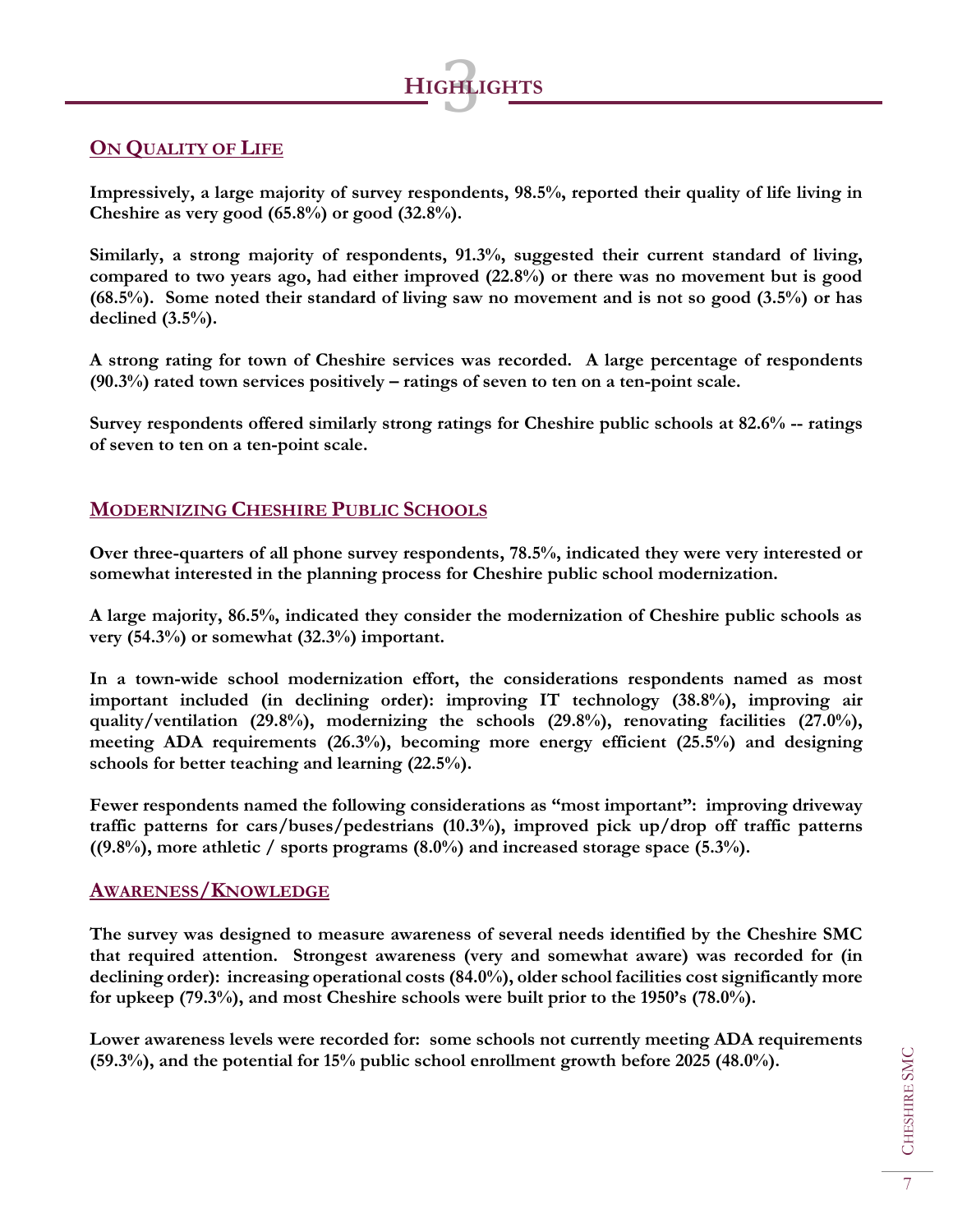# 3 HIGHLIGHTS

## ON QUALITY OF LIFE

**Impressively, a large majority of survey respondents, 98.5%, reported their quality of life living in Cheshire as very good (65.8%) or good (32.8%).**

**Similarly, a strong majority of respondents, 91.3%, suggested their current standard of living, compared to two years ago, had either improved (22.8%) or there was no movement but is good (68.5%). Some noted their standard of living saw no movement and is not so good (3.5%) or has declined (3.5%).**

**A strong rating for town of Cheshire services was recorded. A large percentage of respondents (90.3%) rated town services positively – ratings of seven to ten on a ten-point scale.**

**Survey respondents offered similarly strong ratings for Cheshire public schools at 82.6% -- ratings of seven to ten on a ten-point scale.**

## MODERNIZING CHESHIRE PUBLIC SCHOOLS

**Over three-quarters of all phone survey respondents, 78.5%, indicated they were very interested or somewhat interested in the planning process for Cheshire public school modernization.**

**A large majority, 86.5%, indicated they consider the modernization of Cheshire public schools as very (54.3%) or somewhat (32.3%) important.**

**In a town-wide school modernization effort, the considerations respondents named as most important included (in declining order): improving IT technology (38.8%), improving air quality/ventilation (29.8%), modernizing the schools (29.8%), renovating facilities (27.0%), meeting ADA requirements (26.3%), becoming more energy efficient (25.5%) and designing schools for better teaching and learning (22.5%).**

**Fewer respondents named the following considerations as "most important": improving driveway traffic patterns for cars/buses/pedestrians (10.3%), improved pick up/drop off traffic patterns ((9.8%), more athletic / sports programs (8.0%) and increased storage space (5.3%).**

## AWARENESS/KNOWLEDGE

**The survey was designed to measure awareness of several needs identified by the Cheshire SMC that required attention. Strongest awareness (very and somewhat aware) was recorded for (in declining order): increasing operational costs (84.0%), older school facilities cost significantly more for upkeep (79.3%), and most Cheshire schools were built prior to the 1950's (78.0%).**

**Lower awareness levels were recorded for: some schools not currently meeting ADA requirements (59.3%), and the potential for 15% public school enrollment growth before 2025 (48.0%).**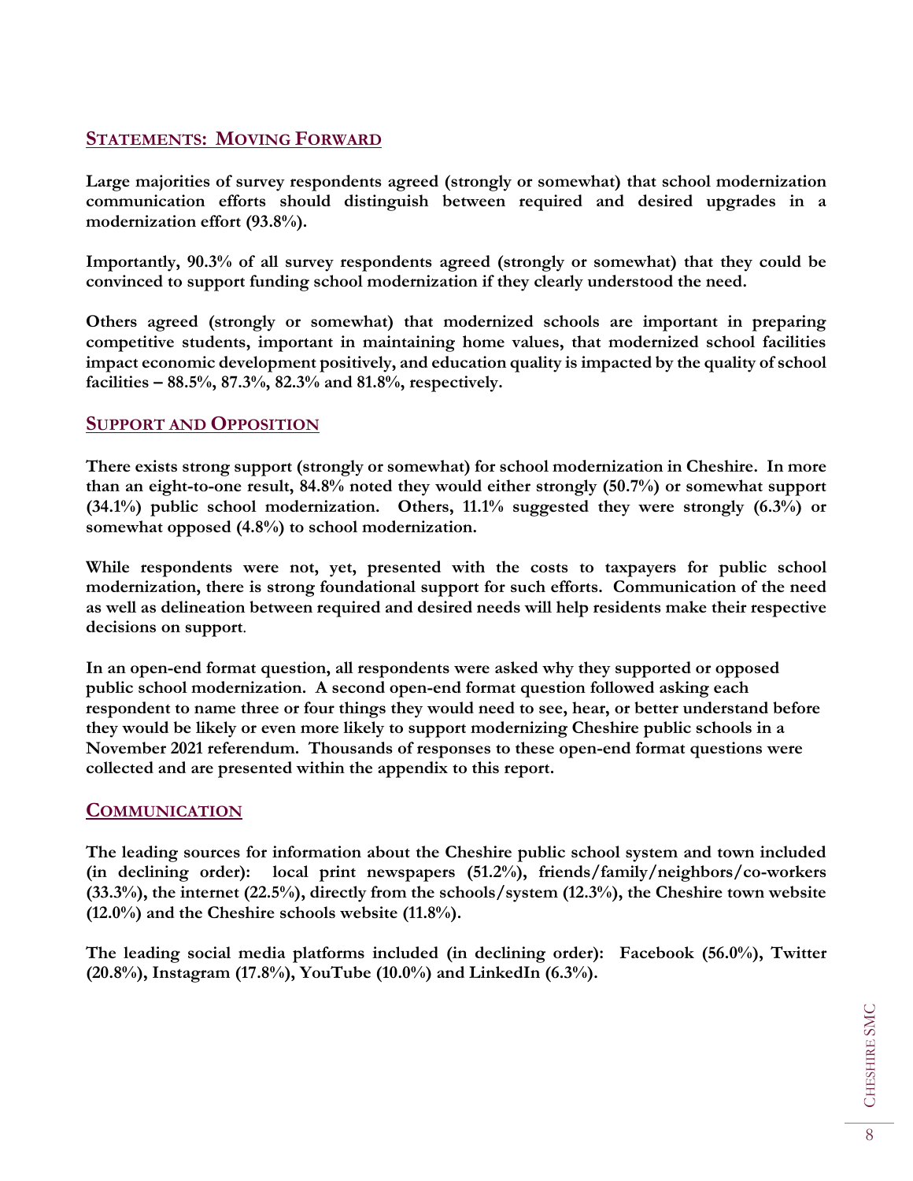## Statements: Moving Forward

**Large majorities of survey respondents agreed (strongly or somewhat) that school modernization communication efforts should distinguish between required and desired upgrades in a modernization effort (93.8%).**

**Importantly, 90.3% of all survey respondents agreed (strongly or somewhat) that they could be convinced to support funding school modernization if they clearly understood the need.**

**Others agreed (strongly or somewhat) that modernized schools are important in preparing competitive students, important in maintaining home values, that modernized school facilities impact economic development positively, and education quality is impacted by the quality of school facilities – 88.5%, 87.3%, 82.3% and 81.8%, respectively.**

## Support and Opposition

**There exists strong support (strongly or somewhat) for school modernization in Cheshire. In more than an eight-to-one result, 84.8% noted they would either strongly (50.7%) or somewhat support (34.1%) public school modernization. Others, 11.1% suggested they were strongly (6.3%) or somewhat opposed (4.8%) to school modernization.**

**While respondents were not, yet, presented with the costs to taxpayers for public school modernization, there is strong foundational support for such efforts. Communication of the need as well as delineation between required and desired needs will help residents make their respective decisions on support.**

**In an open-end format question, all respondents were asked why they supported or opposed public school modernization. A second open-end format question followed asking each respondent to name three or four things they would need to see, hear, or better understand before they would be likely or even more likely to support modernizing Cheshire public schools in a November 2021 referendum. Thousands of responses to these open-end format questions were collected and are presented within the appendix to this report.**

## Communication

**The leading sources for information about the Cheshire public school system and town included (in declining order): local print newspapers (51.2%), friends/family/neighbors/co-workers (33.3%), the internet (22.5%), directly from the schools/system (12.3%), the Cheshire town website (12.0%) and the Cheshire schools website (11.8%).**

**The leading social media platforms included (in declining order): Facebook (56.0%), Twitter (20.8%), Instagram (17.8%), YouTube (10.0%) and LinkedIn (6.3%).**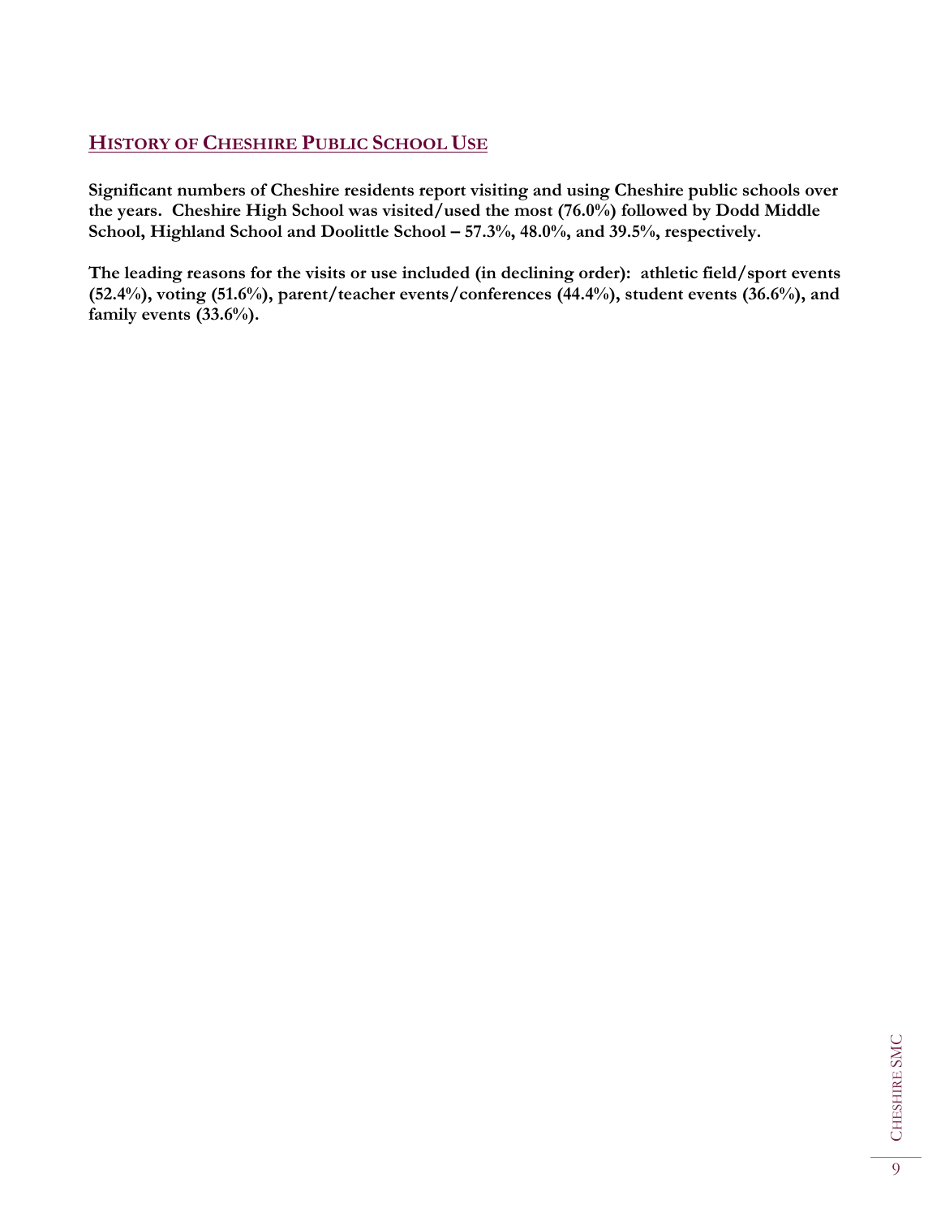## HISTORY OF CHESHIRE PUBLIC SCHOOL USE

**Significant numbers of Cheshire residents report visiting and using Cheshire public schools over the years. Cheshire High School was visited/used the most (76.0%) followed by Dodd Middle School, Highland School and Doolittle School – 57.3%, 48.0%, and 39.5%, respectively.**

**The leading reasons for the visits or use included (in declining order): athletic field/sport events (52.4%), voting (51.6%), parent/teacher events/conferences (44.4%), student events (36.6%), and family events (33.6%).**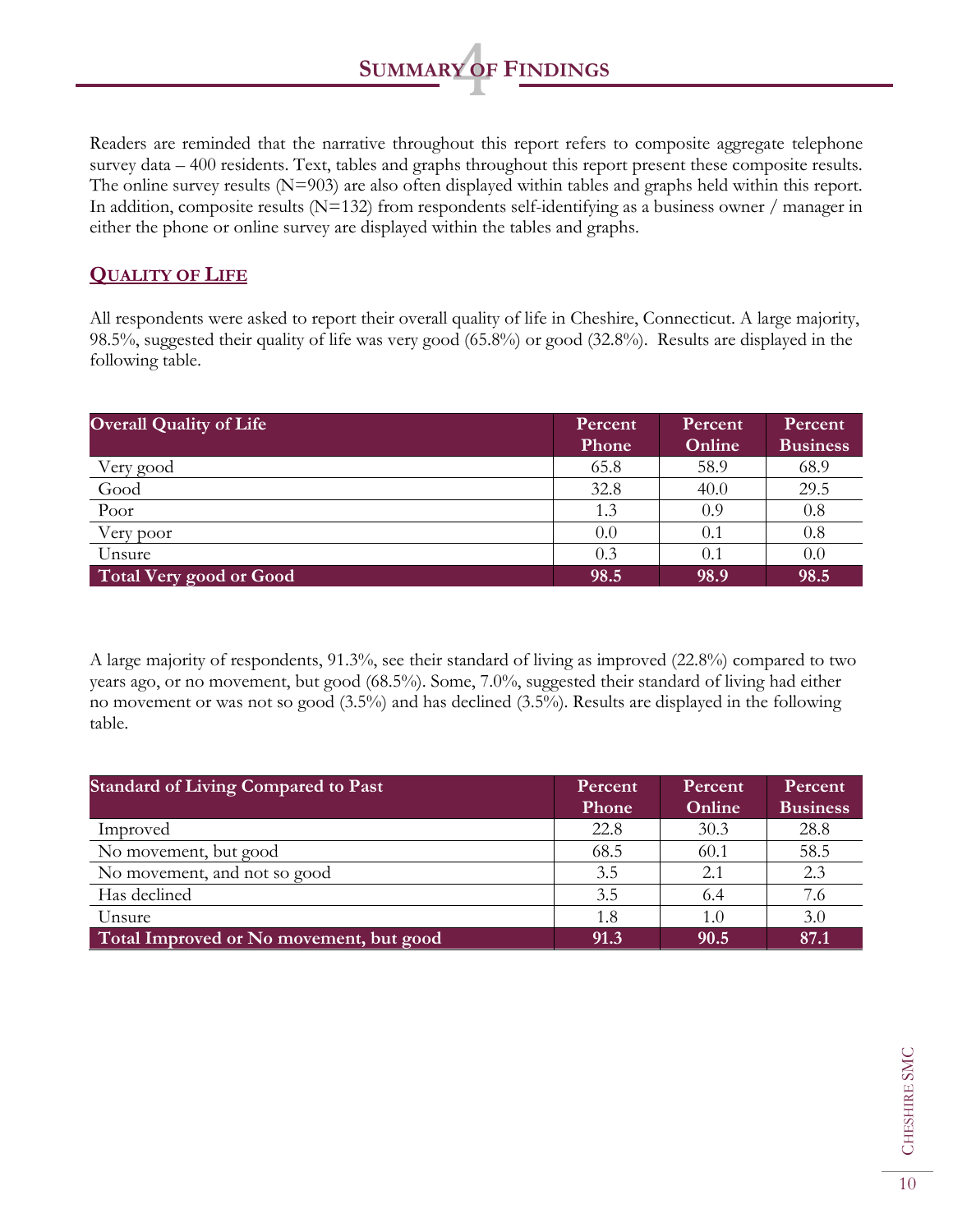# SUMMARY OF FINDINGS

Readers are reminded that the narrative throughout this report refers to composite aggregate telephone survey data – 400 residents. Text, tables and graphs throughout this report present these composite results. The online survey results (N=903) are also often displayed within tables and graphs held within this report. In addition, composite results (N=132) from respondents self-identifying as a business owner / manager in either the phone or online survey are displayed within the tables and graphs.

## QUALITY OF LIFE

All respondents were asked to report their overall quality of life in Cheshire, Connecticut. A large majority, 98.5%, suggested their quality of life was very good (65.8%) or good (32.8%). Results are displayed in the following table.

| Overall Quality of Life | Percent Phone | Percent Online | Percent Business |
|---|---|---|---|
| Very good | 65.8 | 58.9 | 68.9 |
| Good | 32.8 | 40.0 | 29.5 |
| Poor | 1.3 | 0.9 | 0.8 |
| Very poor | 0.0 | 0.1 | 0.8 |
| Unsure | 0.3 | 0.1 | 0.0 |
| **Total Very good or Good** | **98.5** | **98.9** | **98.5** |

A large majority of respondents, 91.3%, see their standard of living as improved (22.8%) compared to two years ago, or no movement, but good (68.5%). Some, 7.0%, suggested their standard of living had either no movement or was not so good (3.5%) and has declined (3.5%). Results are displayed in the following table.

| Standard of Living Compared to Past | Percent Phone | Percent Online | Percent Business |
|---|---|---|---|
| Improved | 22.8 | 30.3 | 28.8 |
| No movement, but good | 68.5 | 60.1 | 58.5 |
| No movement, and not so good | 3.5 | 2.1 | 2.3 |
| Has declined | 3.5 | 6.4 | 7.6 |
| Unsure | 1.8 | 1.0 | 3.0 |
| **Total Improved or No movement, but good** | **91.3** | **90.5** | **87.1** |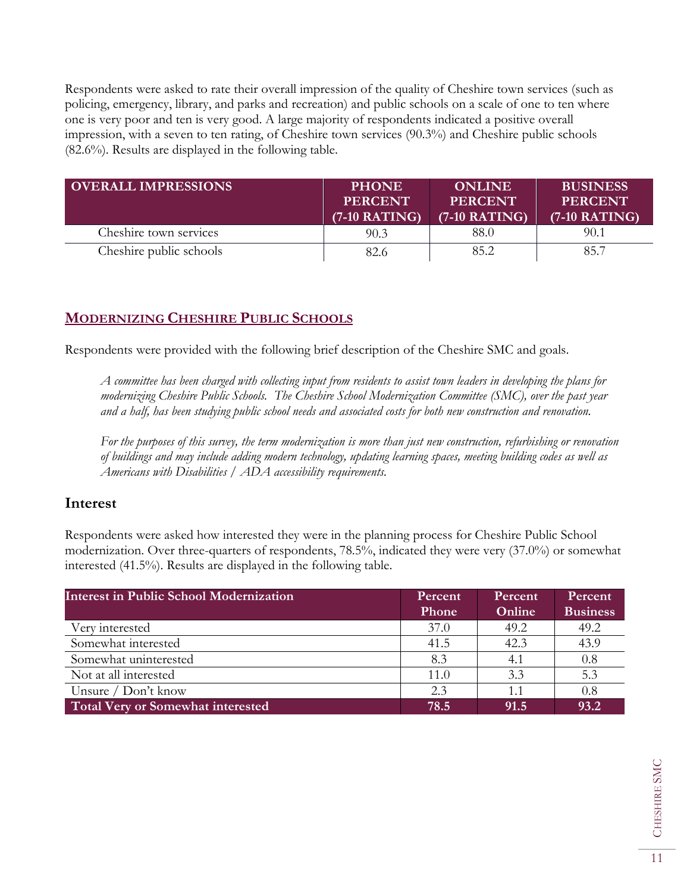Respondents were asked to rate their overall impression of the quality of Cheshire town services (such as policing, emergency, library, and parks and recreation) and public schools on a scale of one to ten where one is very poor and ten is very good. A large majority of respondents indicated a positive overall impression, with a seven to ten rating, of Cheshire town services (90.3%) and Cheshire public schools (82.6%). Results are displayed in the following table.

| OVERALL IMPRESSIONS | PHONE PERCENT (7-10 RATING) | ONLINE PERCENT (7-10 RATING) | BUSINESS PERCENT (7-10 RATING) |
|---|---|---|---|
| Cheshire town services | 90.3 | 88.0 | 90.1 |
| Cheshire public schools | 82.6 | 85.2 | 85.7 |

## MODERNIZING CHESHIRE PUBLIC SCHOOLS

Respondents were provided with the following brief description of the Cheshire SMC and goals.

*A committee has been charged with collecting input from residents to assist town leaders in developing the plans for modernizing Cheshire Public Schools. The Cheshire School Modernization Committee (SMC), over the past year and a half, has been studying public school needs and associated costs for both new construction and renovation.*

*For the purposes of this survey, the term modernization is more than just new construction, refurbishing or renovation of buildings and may include adding modern technology, updating learning spaces, meeting building codes as well as Americans with Disabilities / ADA accessibility requirements.*

### Interest

Respondents were asked how interested they were in the planning process for Cheshire Public School modernization. Over three-quarters of respondents, 78.5%, indicated they were very (37.0%) or somewhat interested (41.5%). Results are displayed in the following table.

| Interest in Public School Modernization | Percent Phone | Percent Online | Percent Business |
|---|---|---|---|
| Very interested | 37.0 | 49.2 | 49.2 |
| Somewhat interested | 41.5 | 42.3 | 43.9 |
| Somewhat uninterested | 8.3 | 4.1 | 0.8 |
| Not at all interested | 11.0 | 3.3 | 5.3 |
| Unsure / Don't know | 2.3 | 1.1 | 0.8 |
| **Total Very or Somewhat interested** | **78.5** | **91.5** | **93.2** |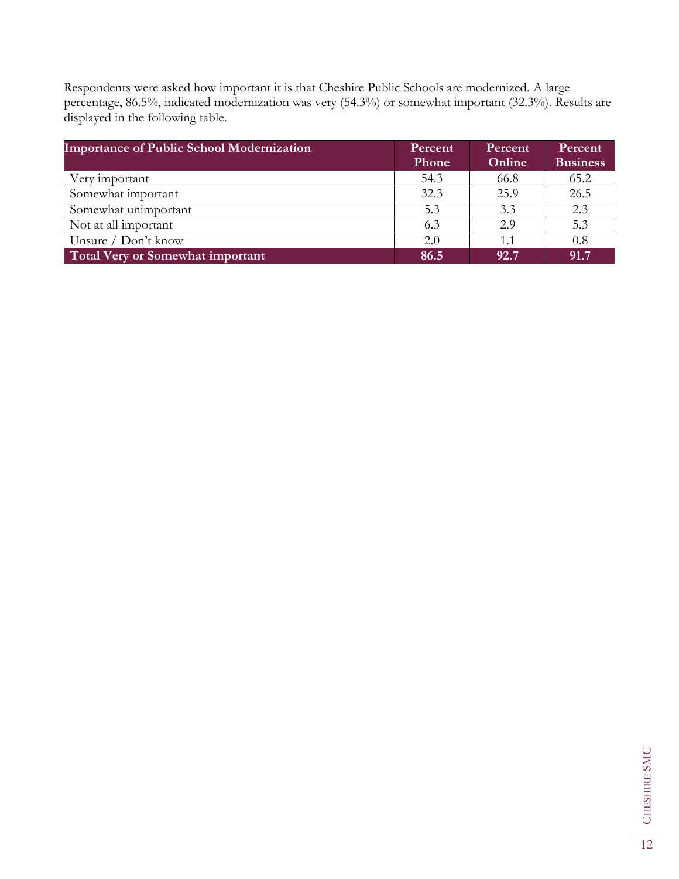Respondents were asked how important it is that Cheshire Public Schools are modernized. A large percentage, 86.5%, indicated modernization was very (54.3%) or somewhat important (32.3%). Results are displayed in the following table.

| Importance of Public School Modernization | Percent Phone | Percent Online | Percent Business |
|---|---|---|---|
| Very important | 54.3 | 66.8 | 65.2 |
| Somewhat important | 32.3 | 25.9 | 26.5 |
| Somewhat unimportant | 5.3 | 3.3 | 2.3 |
| Not at all important | 6.3 | 2.9 | 5.3 |
| Unsure / Don't know | 2.0 | 1.1 | 0.8 |
| **Total Very or Somewhat important** | **86.5** | **92.7** | **91.7** |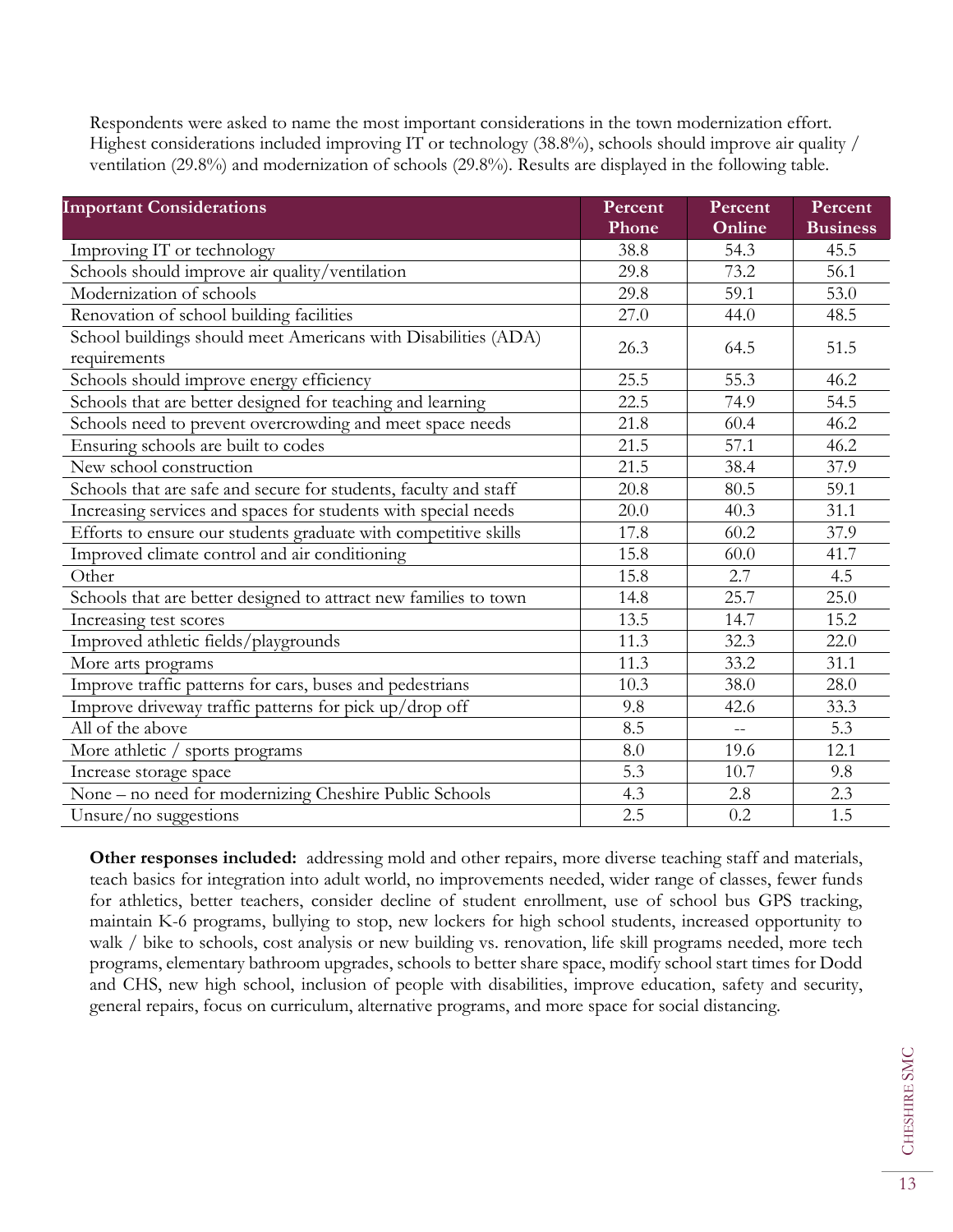Respondents were asked to name the most important considerations in the town modernization effort. Highest considerations included improving IT or technology (38.8%), schools should improve air quality / ventilation (29.8%) and modernization of schools (29.8%). Results are displayed in the following table.

| Important Considerations | Percent Phone | Percent Online | Percent Business |
|---|---|---|---|
| Improving IT or technology | 38.8 | 54.3 | 45.5 |
| Schools should improve air quality/ventilation | 29.8 | 73.2 | 56.1 |
| Modernization of schools | 29.8 | 59.1 | 53.0 |
| Renovation of school building facilities | 27.0 | 44.0 | 48.5 |
| School buildings should meet Americans with Disabilities (ADA) requirements | 26.3 | 64.5 | 51.5 |
| Schools should improve energy efficiency | 25.5 | 55.3 | 46.2 |
| Schools that are better designed for teaching and learning | 22.5 | 74.9 | 54.5 |
| Schools need to prevent overcrowding and meet space needs | 21.8 | 60.4 | 46.2 |
| Ensuring schools are built to codes | 21.5 | 57.1 | 46.2 |
| New school construction | 21.5 | 38.4 | 37.9 |
| Schools that are safe and secure for students, faculty and staff | 20.8 | 80.5 | 59.1 |
| Increasing services and spaces for students with special needs | 20.0 | 40.3 | 31.1 |
| Efforts to ensure our students graduate with competitive skills | 17.8 | 60.2 | 37.9 |
| Improved climate control and air conditioning | 15.8 | 60.0 | 41.7 |
| Other | 15.8 | 2.7 | 4.5 |
| Schools that are better designed to attract new families to town | 14.8 | 25.7 | 25.0 |
| Increasing test scores | 13.5 | 14.7 | 15.2 |
| Improved athletic fields/playgrounds | 11.3 | 32.3 | 22.0 |
| More arts programs | 11.3 | 33.2 | 31.1 |
| Improve traffic patterns for cars, buses and pedestrians | 10.3 | 38.0 | 28.0 |
| Improve driveway traffic patterns for pick up/drop off | 9.8 | 42.6 | 33.3 |
| All of the above | 8.5 | -- | 5.3 |
| More athletic / sports programs | 8.0 | 19.6 | 12.1 |
| Increase storage space | 5.3 | 10.7 | 9.8 |
| None – no need for modernizing Cheshire Public Schools | 4.3 | 2.8 | 2.3 |
| Unsure/no suggestions | 2.5 | 0.2 | 1.5 |

**Other responses included:** addressing mold and other repairs, more diverse teaching staff and materials, teach basics for integration into adult world, no improvements needed, wider range of classes, fewer funds for athletics, better teachers, consider decline of student enrollment, use of school bus GPS tracking, maintain K-6 programs, bullying to stop, new lockers for high school students, increased opportunity to walk / bike to schools, cost analysis or new building vs. renovation, life skill programs needed, more tech programs, elementary bathroom upgrades, schools to better share space, modify school start times for Dodd and CHS, new high school, inclusion of people with disabilities, improve education, safety and security, general repairs, focus on curriculum, alternative programs, and more space for social distancing.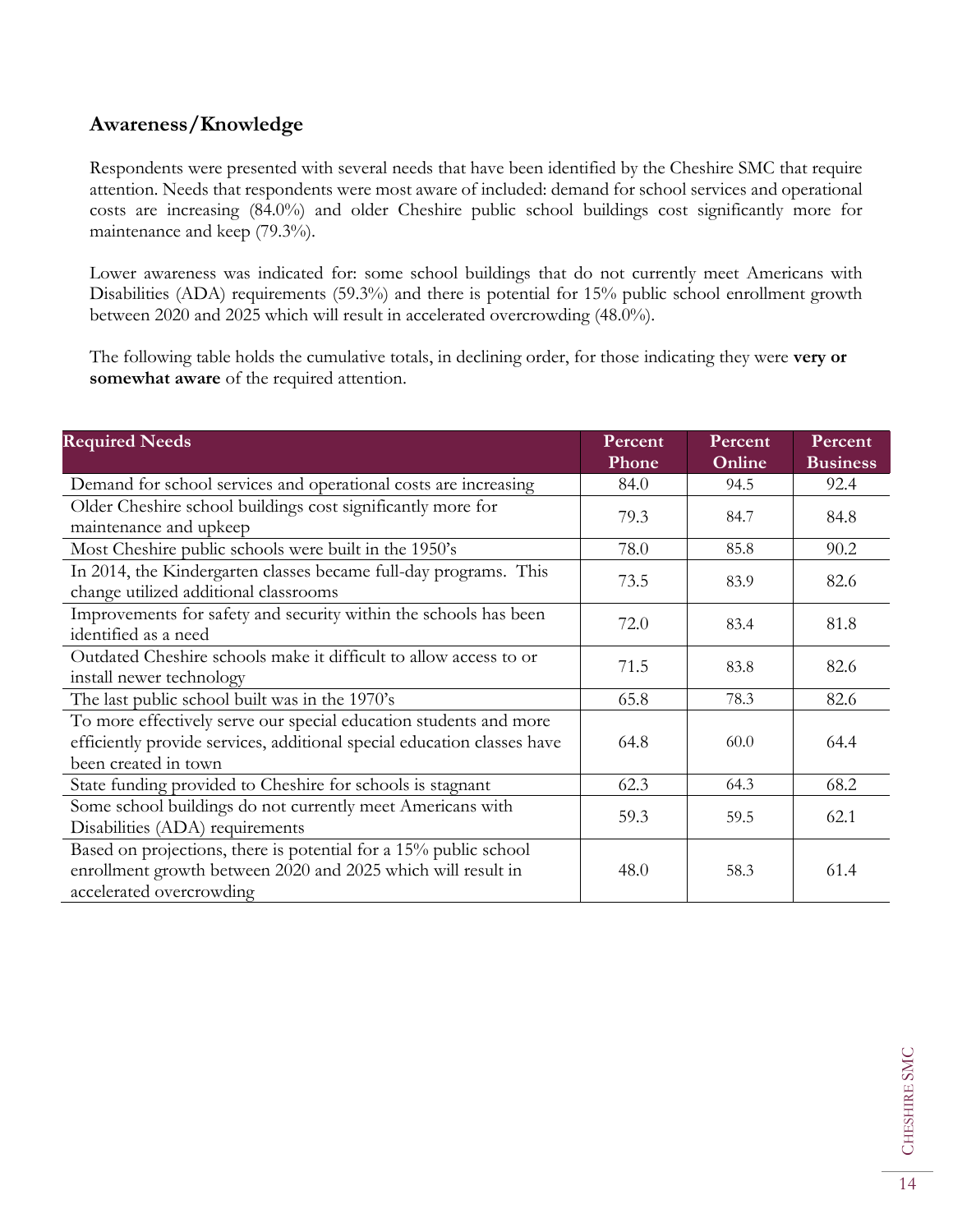## Awareness/Knowledge

Respondents were presented with several needs that have been identified by the Cheshire SMC that require attention. Needs that respondents were most aware of included: demand for school services and operational costs are increasing (84.0%) and older Cheshire public school buildings cost significantly more for maintenance and keep (79.3%).

Lower awareness was indicated for: some school buildings that do not currently meet Americans with Disabilities (ADA) requirements (59.3%) and there is potential for 15% public school enrollment growth between 2020 and 2025 which will result in accelerated overcrowding (48.0%).

The following table holds the cumulative totals, in declining order, for those indicating they were **very or somewhat aware** of the required attention.

| Required Needs | Percent Phone | Percent Online | Percent Business |
|---|---|---|---|
| Demand for school services and operational costs are increasing | 84.0 | 94.5 | 92.4 |
| Older Cheshire school buildings cost significantly more for maintenance and upkeep | 79.3 | 84.7 | 84.8 |
| Most Cheshire public schools were built in the 1950's | 78.0 | 85.8 | 90.2 |
| In 2014, the Kindergarten classes became full-day programs. This change utilized additional classrooms | 73.5 | 83.9 | 82.6 |
| Improvements for safety and security within the schools has been identified as a need | 72.0 | 83.4 | 81.8 |
| Outdated Cheshire schools make it difficult to allow access to or install newer technology | 71.5 | 83.8 | 82.6 |
| The last public school built was in the 1970's | 65.8 | 78.3 | 82.6 |
| To more effectively serve our special education students and more efficiently provide services, additional special education classes have been created in town | 64.8 | 60.0 | 64.4 |
| State funding provided to Cheshire for schools is stagnant | 62.3 | 64.3 | 68.2 |
| Some school buildings do not currently meet Americans with Disabilities (ADA) requirements | 59.3 | 59.5 | 62.1 |
| Based on projections, there is potential for a 15% public school enrollment growth between 2020 and 2025 which will result in accelerated overcrowding | 48.0 | 58.3 | 61.4 |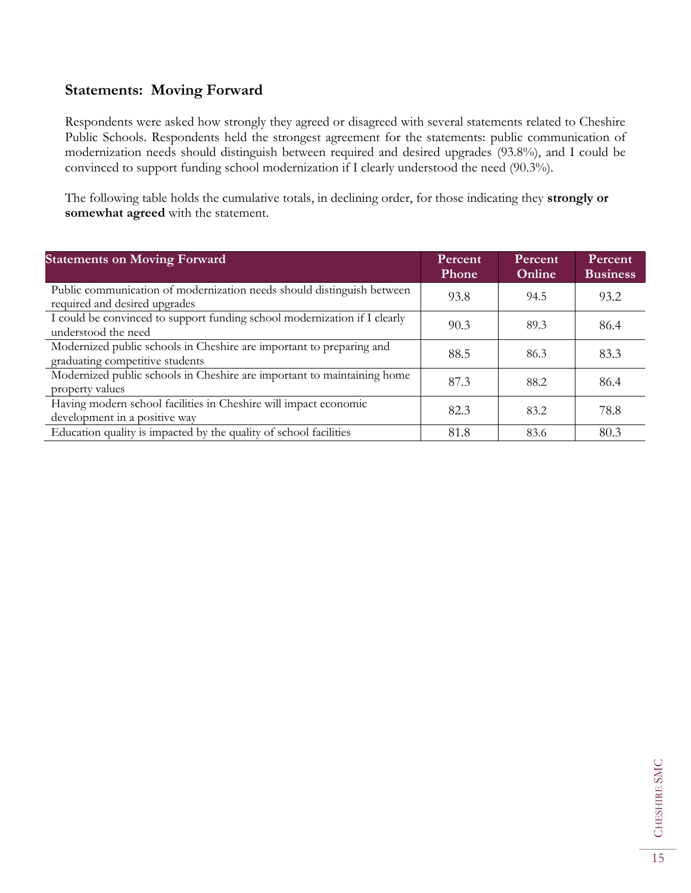### Statements: Moving Forward

Respondents were asked how strongly they agreed or disagreed with several statements related to Cheshire Public Schools. Respondents held the strongest agreement for the statements: public communication of modernization needs should distinguish between required and desired upgrades (93.8%), and I could be convinced to support funding school modernization if I clearly understood the need (90.3%).

The following table holds the cumulative totals, in declining order, for those indicating they **strongly or somewhat agreed** with the statement.

| Statements on Moving Forward | Percent Phone | Percent Online | Percent Business |
|---|---|---|---|
| Public communication of modernization needs should distinguish between required and desired upgrades | 93.8 | 94.5 | 93.2 |
| I could be convinced to support funding school modernization if I clearly understood the need | 90.3 | 89.3 | 86.4 |
| Modernized public schools in Cheshire are important to preparing and graduating competitive students | 88.5 | 86.3 | 83.3 |
| Modernized public schools in Cheshire are important to maintaining home property values | 87.3 | 88.2 | 86.4 |
| Having modern school facilities in Cheshire will impact economic development in a positive way | 82.3 | 83.2 | 78.8 |
| Education quality is impacted by the quality of school facilities | 81.8 | 83.6 | 80.3 |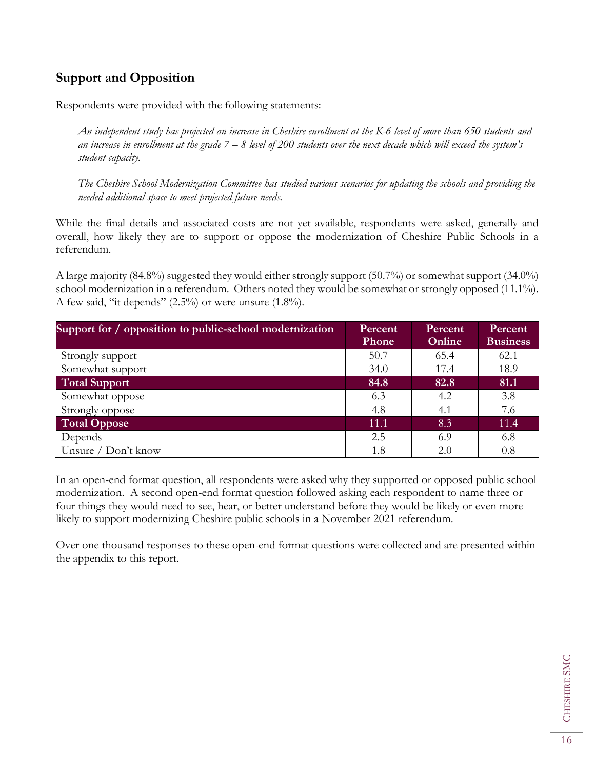## Support and Opposition

Respondents were provided with the following statements:

> *An independent study has projected an increase in Cheshire enrollment at the K-6 level of more than 650 students and an increase in enrollment at the grade 7 – 8 level of 200 students over the next decade which will exceed the system's student capacity.*
>
> *The Cheshire School Modernization Committee has studied various scenarios for updating the schools and providing the needed additional space to meet projected future needs.*

While the final details and associated costs are not yet available, respondents were asked, generally and overall, how likely they are to support or oppose the modernization of Cheshire Public Schools in a referendum.

A large majority (84.8%) suggested they would either strongly support (50.7%) or somewhat support (34.0%) school modernization in a referendum. Others noted they would be somewhat or strongly opposed (11.1%). A few said, "it depends" (2.5%) or were unsure (1.8%).

| Support for / opposition to public-school modernization | Percent Phone | Percent Online | Percent Business |
|---|---|---|---|
| Strongly support | 50.7 | 65.4 | 62.1 |
| Somewhat support | 34.0 | 17.4 | 18.9 |
| **Total Support** | **84.8** | **82.8** | **81.1** |
| Somewhat oppose | 6.3 | 4.2 | 3.8 |
| Strongly oppose | 4.8 | 4.1 | 7.6 |
| **Total Oppose** | 11.1 | 8.3 | 11.4 |
| Depends | 2.5 | 6.9 | 6.8 |
| Unsure / Don't know | 1.8 | 2.0 | 0.8 |

In an open-end format question, all respondents were asked why they supported or opposed public school modernization. A second open-end format question followed asking each respondent to name three or four things they would need to see, hear, or better understand before they would be likely or even more likely to support modernizing Cheshire public schools in a November 2021 referendum.

Over one thousand responses to these open-end format questions were collected and are presented within the appendix to this report.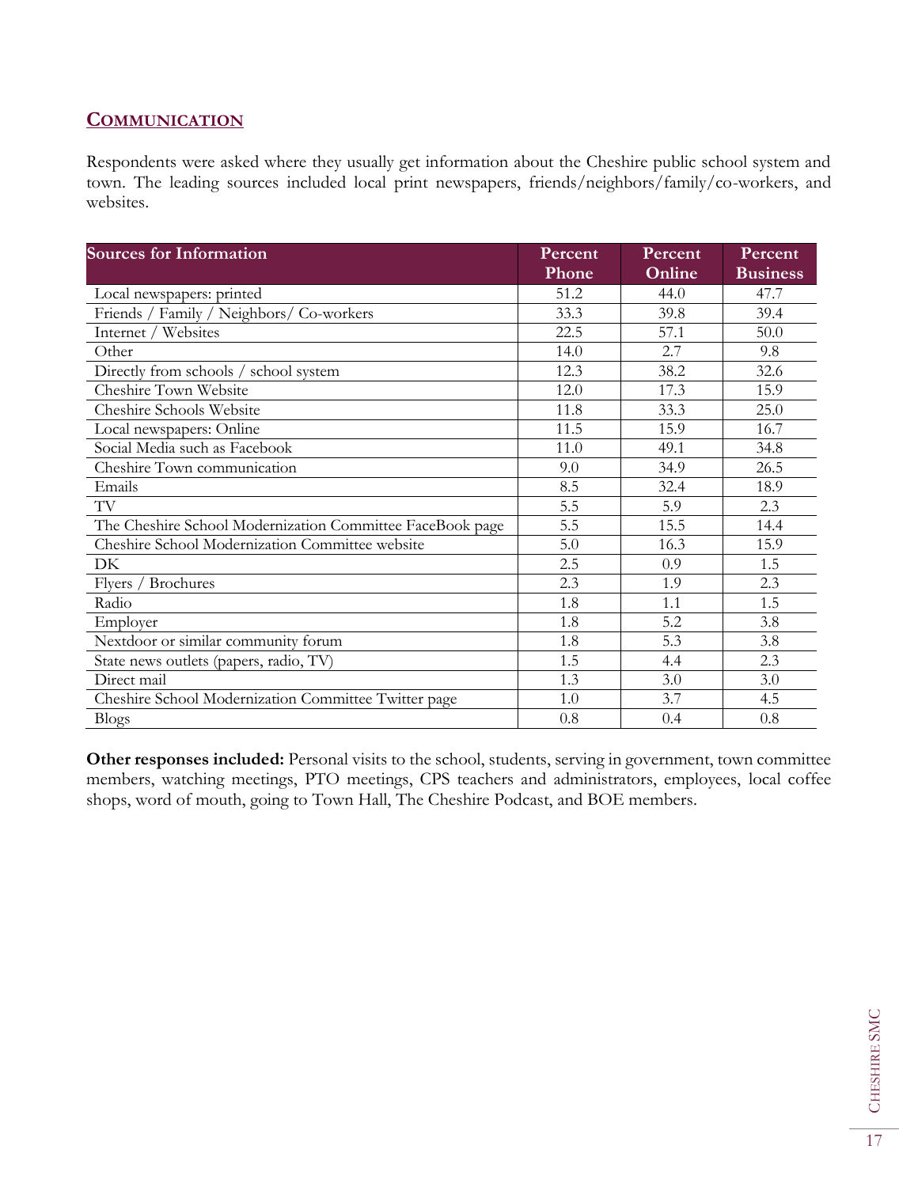## COMMUNICATION

Respondents were asked where they usually get information about the Cheshire public school system and town. The leading sources included local print newspapers, friends/neighbors/family/co-workers, and websites.

| Sources for Information | Percent Phone | Percent Online | Percent Business |
|---|---|---|---|
| Local newspapers: printed | 51.2 | 44.0 | 47.7 |
| Friends / Family / Neighbors/ Co-workers | 33.3 | 39.8 | 39.4 |
| Internet / Websites | 22.5 | 57.1 | 50.0 |
| Other | 14.0 | 2.7 | 9.8 |
| Directly from schools / school system | 12.3 | 38.2 | 32.6 |
| Cheshire Town Website | 12.0 | 17.3 | 15.9 |
| Cheshire Schools Website | 11.8 | 33.3 | 25.0 |
| Local newspapers: Online | 11.5 | 15.9 | 16.7 |
| Social Media such as Facebook | 11.0 | 49.1 | 34.8 |
| Cheshire Town communication | 9.0 | 34.9 | 26.5 |
| Emails | 8.5 | 32.4 | 18.9 |
| TV | 5.5 | 5.9 | 2.3 |
| The Cheshire School Modernization Committee FaceBook page | 5.5 | 15.5 | 14.4 |
| Cheshire School Modernization Committee website | 5.0 | 16.3 | 15.9 |
| DK | 2.5 | 0.9 | 1.5 |
| Flyers / Brochures | 2.3 | 1.9 | 2.3 |
| Radio | 1.8 | 1.1 | 1.5 |
| Employer | 1.8 | 5.2 | 3.8 |
| Nextdoor or similar community forum | 1.8 | 5.3 | 3.8 |
| State news outlets (papers, radio, TV) | 1.5 | 4.4 | 2.3 |
| Direct mail | 1.3 | 3.0 | 3.0 |
| Cheshire School Modernization Committee Twitter page | 1.0 | 3.7 | 4.5 |
| Blogs | 0.8 | 0.4 | 0.8 |

**Other responses included:** Personal visits to the school, students, serving in government, town committee members, watching meetings, PTO meetings, CPS teachers and administrators, employees, local coffee shops, word of mouth, going to Town Hall, The Cheshire Podcast, and BOE members.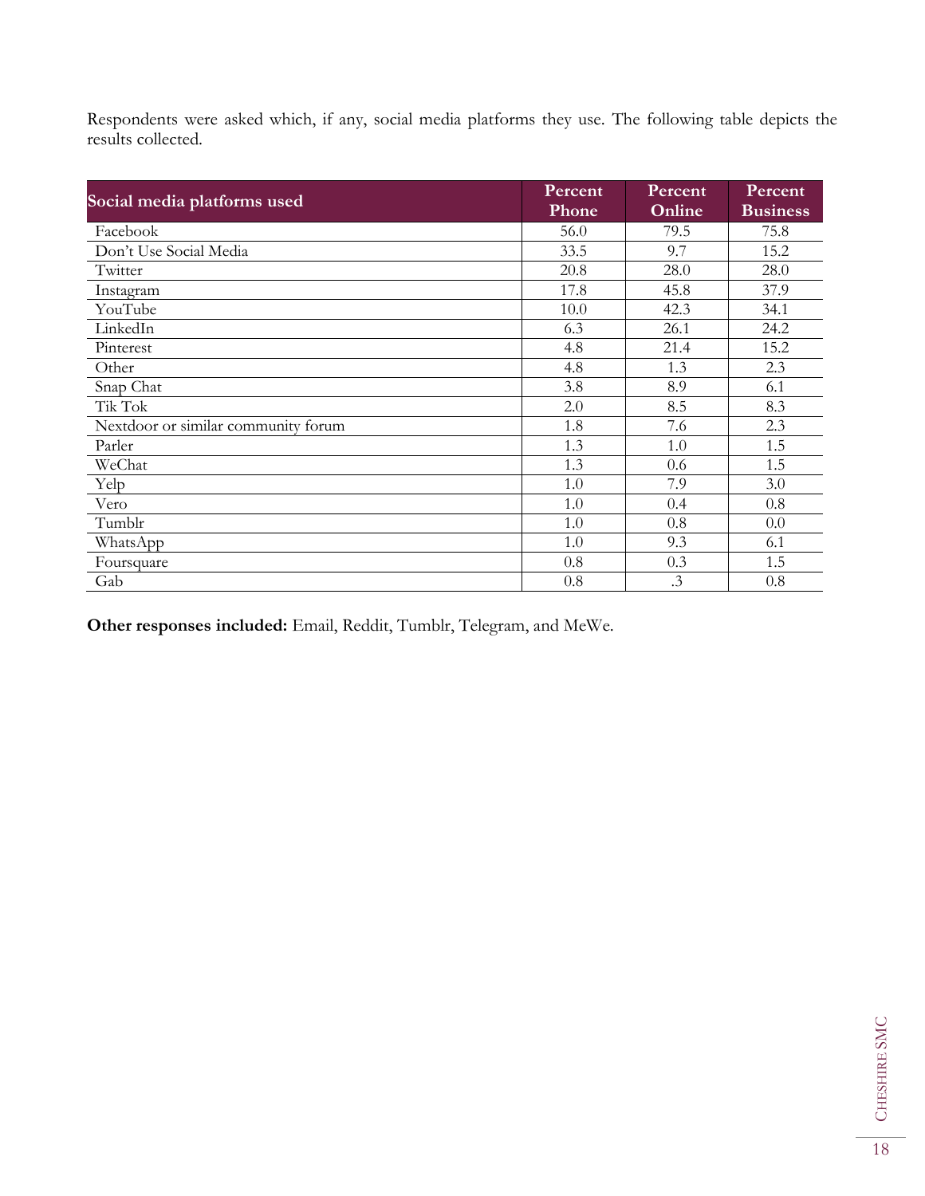Respondents were asked which, if any, social media platforms they use. The following table depicts the results collected.

| Social media platforms used | Percent Phone | Percent Online | Percent Business |
|---|---|---|---|
| Facebook | 56.0 | 79.5 | 75.8 |
| Don't Use Social Media | 33.5 | 9.7 | 15.2 |
| Twitter | 20.8 | 28.0 | 28.0 |
| Instagram | 17.8 | 45.8 | 37.9 |
| YouTube | 10.0 | 42.3 | 34.1 |
| LinkedIn | 6.3 | 26.1 | 24.2 |
| Pinterest | 4.8 | 21.4 | 15.2 |
| Other | 4.8 | 1.3 | 2.3 |
| Snap Chat | 3.8 | 8.9 | 6.1 |
| Tik Tok | 2.0 | 8.5 | 8.3 |
| Nextdoor or similar community forum | 1.8 | 7.6 | 2.3 |
| Parler | 1.3 | 1.0 | 1.5 |
| WeChat | 1.3 | 0.6 | 1.5 |
| Yelp | 1.0 | 7.9 | 3.0 |
| Vero | 1.0 | 0.4 | 0.8 |
| Tumblr | 1.0 | 0.8 | 0.0 |
| WhatsApp | 1.0 | 9.3 | 6.1 |
| Foursquare | 0.8 | 0.3 | 1.5 |
| Gab | 0.8 | .3 | 0.8 |

**Other responses included:** Email, Reddit, Tumblr, Telegram, and MeWe.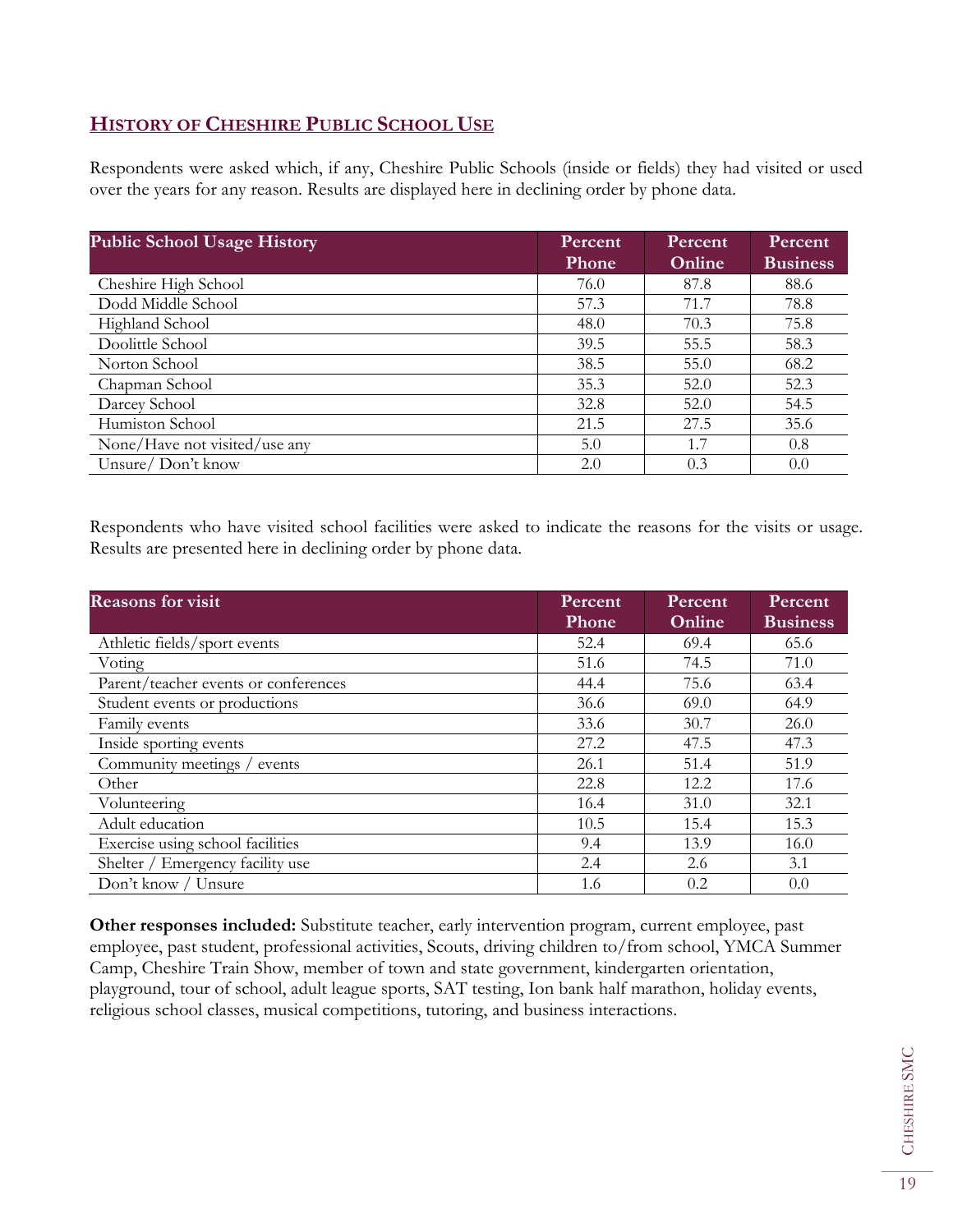## HISTORY OF CHESHIRE PUBLIC SCHOOL USE

Respondents were asked which, if any, Cheshire Public Schools (inside or fields) they had visited or used over the years for any reason. Results are displayed here in declining order by phone data.

| Public School Usage History | Percent Phone | Percent Online | Percent Business |
|---|---|---|---|
| Cheshire High School | 76.0 | 87.8 | 88.6 |
| Dodd Middle School | 57.3 | 71.7 | 78.8 |
| Highland School | 48.0 | 70.3 | 75.8 |
| Doolittle School | 39.5 | 55.5 | 58.3 |
| Norton School | 38.5 | 55.0 | 68.2 |
| Chapman School | 35.3 | 52.0 | 52.3 |
| Darcey School | 32.8 | 52.0 | 54.5 |
| Humiston School | 21.5 | 27.5 | 35.6 |
| None/Have not visited/use any | 5.0 | 1.7 | 0.8 |
| Unsure/ Don't know | 2.0 | 0.3 | 0.0 |

Respondents who have visited school facilities were asked to indicate the reasons for the visits or usage. Results are presented here in declining order by phone data.

| Reasons for visit | Percent Phone | Percent Online | Percent Business |
|---|---|---|---|
| Athletic fields/sport events | 52.4 | 69.4 | 65.6 |
| Voting | 51.6 | 74.5 | 71.0 |
| Parent/teacher events or conferences | 44.4 | 75.6 | 63.4 |
| Student events or productions | 36.6 | 69.0 | 64.9 |
| Family events | 33.6 | 30.7 | 26.0 |
| Inside sporting events | 27.2 | 47.5 | 47.3 |
| Community meetings / events | 26.1 | 51.4 | 51.9 |
| Other | 22.8 | 12.2 | 17.6 |
| Volunteering | 16.4 | 31.0 | 32.1 |
| Adult education | 10.5 | 15.4 | 15.3 |
| Exercise using school facilities | 9.4 | 13.9 | 16.0 |
| Shelter / Emergency facility use | 2.4 | 2.6 | 3.1 |
| Don't know / Unsure | 1.6 | 0.2 | 0.0 |

**Other responses included:** Substitute teacher, early intervention program, current employee, past employee, past student, professional activities, Scouts, driving children to/from school, YMCA Summer Camp, Cheshire Train Show, member of town and state government, kindergarten orientation, playground, tour of school, adult league sports, SAT testing, Ion bank half marathon, holiday events, religious school classes, musical competitions, tutoring, and business interactions.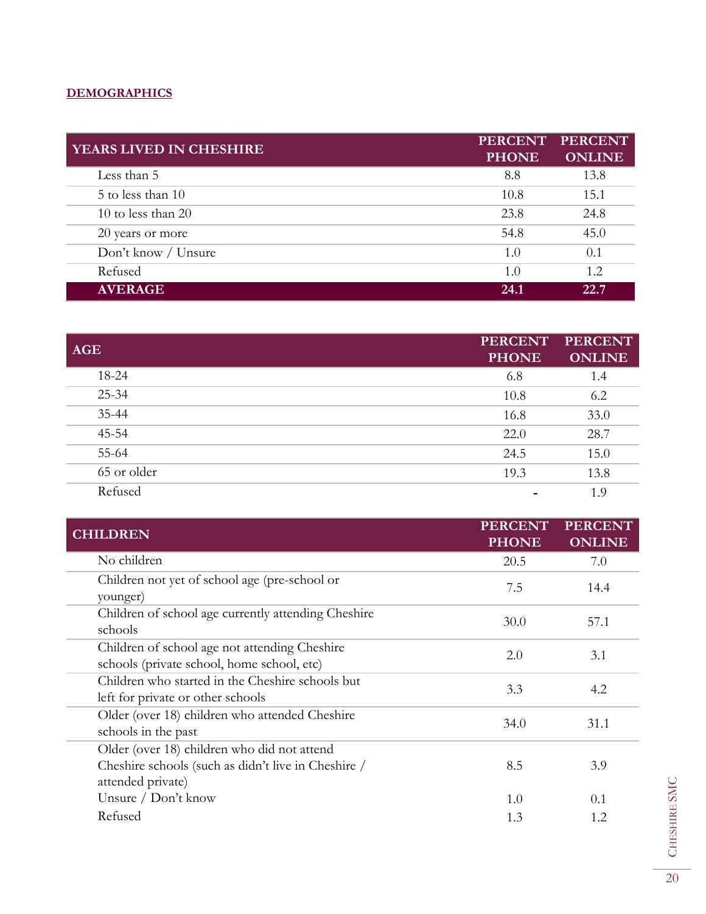**DEMOGRAPHICS**

| YEARS LIVED IN CHESHIRE | PERCENT PHONE | PERCENT ONLINE |
|---|---|---|
| Less than 5 | 8.8 | 13.8 |
| 5 to less than 10 | 10.8 | 15.1 |
| 10 to less than 20 | 23.8 | 24.8 |
| 20 years or more | 54.8 | 45.0 |
| Don't know / Unsure | 1.0 | 0.1 |
| Refused | 1.0 | 1.2 |
| **AVERAGE** | **24.1** | **22.7** |

| AGE | PERCENT PHONE | PERCENT ONLINE |
|---|---|---|
| 18-24 | 6.8 | 1.4 |
| 25-34 | 10.8 | 6.2 |
| 35-44 | 16.8 | 33.0 |
| 45-54 | 22.0 | 28.7 |
| 55-64 | 24.5 | 15.0 |
| 65 or older | 19.3 | 13.8 |
| Refused | - | 1.9 |

| CHILDREN | PERCENT PHONE | PERCENT ONLINE |
|---|---|---|
| No children | 20.5 | 7.0 |
| Children not yet of school age (pre-school or younger) | 7.5 | 14.4 |
| Children of school age currently attending Cheshire schools | 30.0 | 57.1 |
| Children of school age not attending Cheshire schools (private school, home school, etc) | 2.0 | 3.1 |
| Children who started in the Cheshire schools but left for private or other schools | 3.3 | 4.2 |
| Older (over 18) children who attended Cheshire schools in the past | 34.0 | 31.1 |
| Older (over 18) children who did not attend Cheshire schools (such as didn't live in Cheshire / attended private) | 8.5 | 3.9 |
| Unsure / Don't know | 1.0 | 0.1 |
| Refused | 1.3 | 1.2 |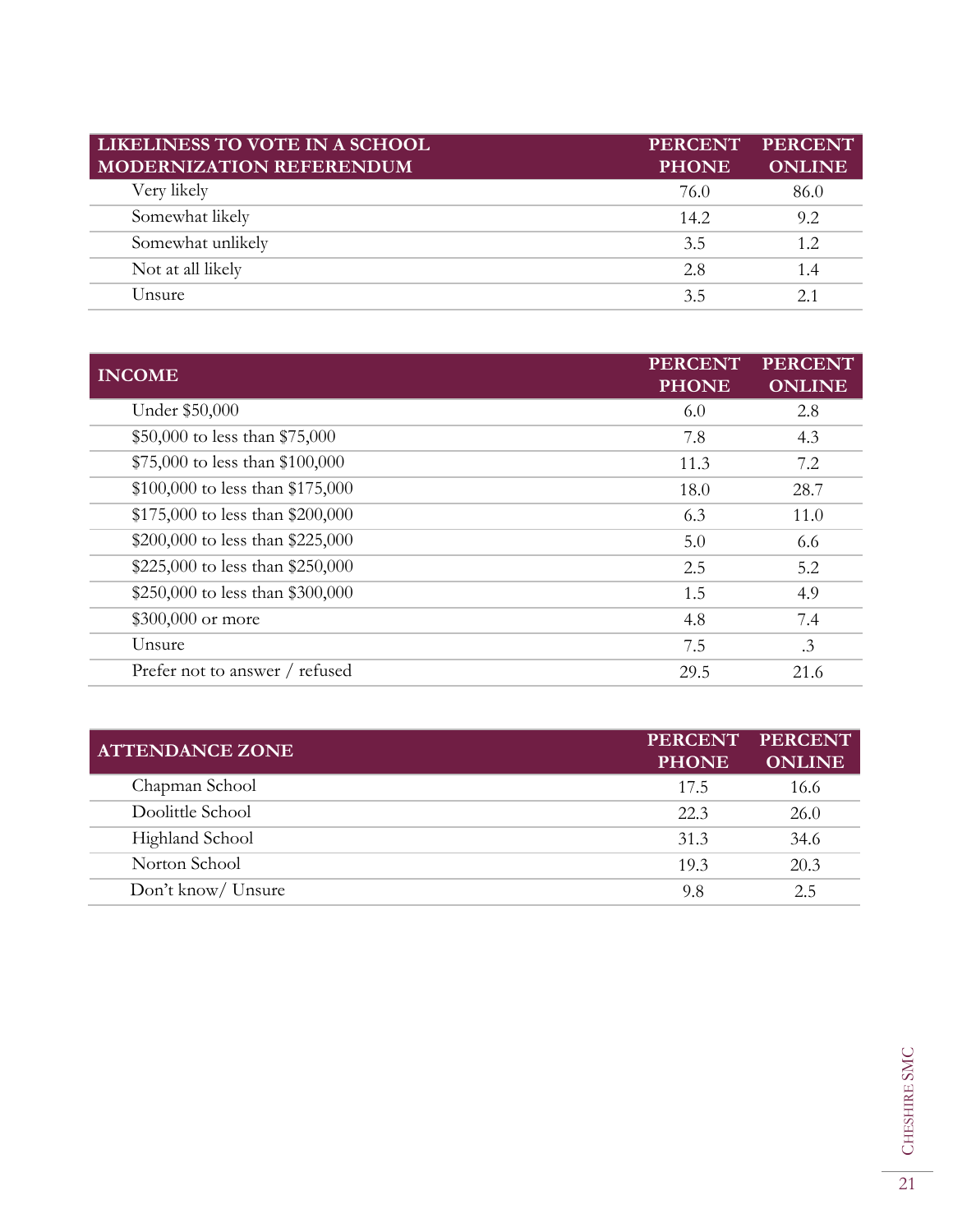| LIKELINESS TO VOTE IN A SCHOOL MODERNIZATION REFERENDUM | PERCENT PHONE | PERCENT ONLINE |
|---|---|---|
| Very likely | 76.0 | 86.0 |
| Somewhat likely | 14.2 | 9.2 |
| Somewhat unlikely | 3.5 | 1.2 |
| Not at all likely | 2.8 | 1.4 |
| Unsure | 3.5 | 2.1 |

| INCOME | PERCENT PHONE | PERCENT ONLINE |
|---|---|---|
| Under $50,000 | 6.0 | 2.8 |
| $50,000 to less than $75,000 | 7.8 | 4.3 |
| $75,000 to less than $100,000 | 11.3 | 7.2 |
| $100,000 to less than $175,000 | 18.0 | 28.7 |
| $175,000 to less than $200,000 | 6.3 | 11.0 |
| $200,000 to less than $225,000 | 5.0 | 6.6 |
| $225,000 to less than $250,000 | 2.5 | 5.2 |
| $250,000 to less than $300,000 | 1.5 | 4.9 |
| $300,000 or more | 4.8 | 7.4 |
| Unsure | 7.5 | .3 |
| Prefer not to answer / refused | 29.5 | 21.6 |

| ATTENDANCE ZONE | PERCENT PHONE | PERCENT ONLINE |
|---|---|---|
| Chapman School | 17.5 | 16.6 |
| Doolittle School | 22.3 | 26.0 |
| Highland School | 31.3 | 34.6 |
| Norton School | 19.3 | 20.3 |
| Don't know/ Unsure | 9.8 | 2.5 |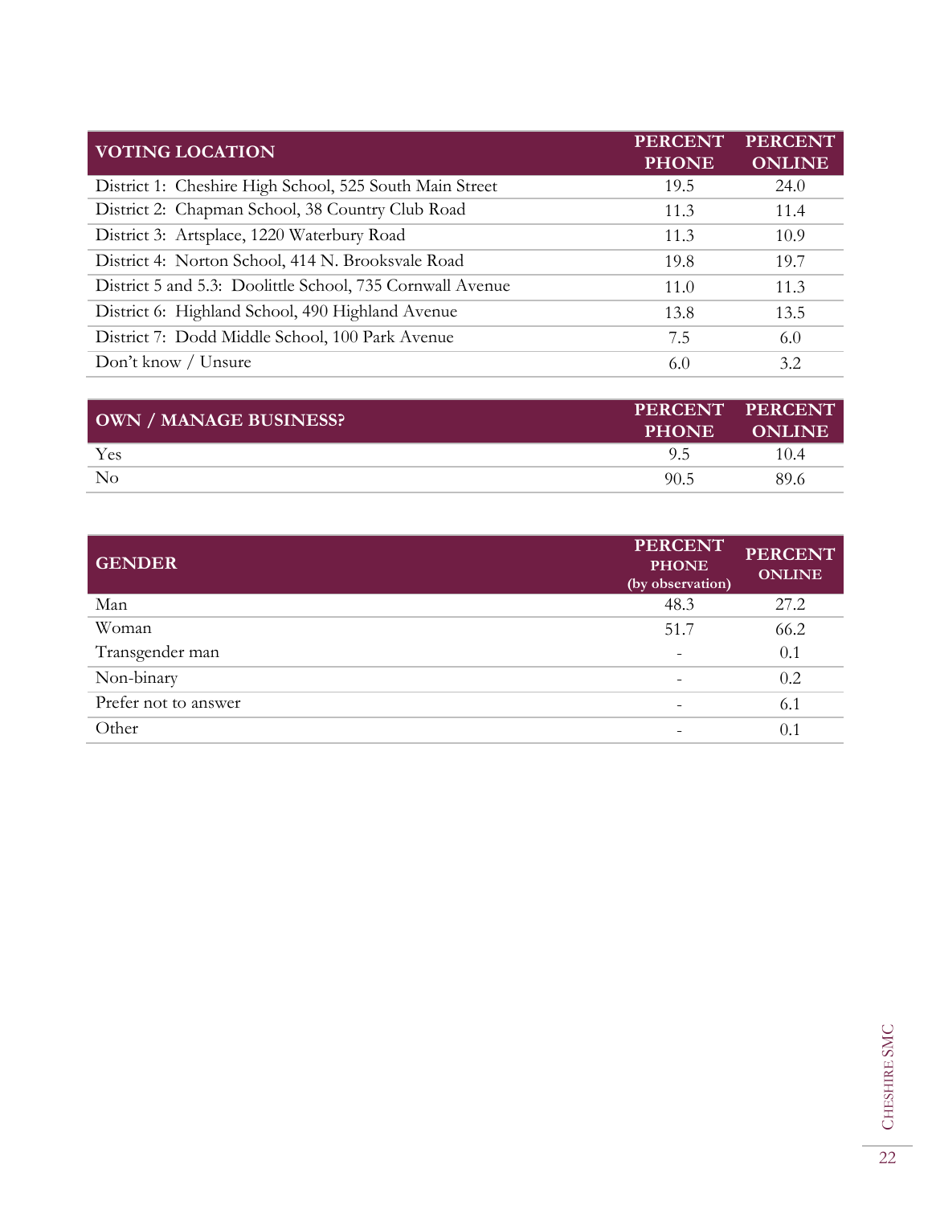| VOTING LOCATION | PERCENT PHONE | PERCENT ONLINE |
|---|---|---|
| District 1: Cheshire High School, 525 South Main Street | 19.5 | 24.0 |
| District 2: Chapman School, 38 Country Club Road | 11.3 | 11.4 |
| District 3: Artsplace, 1220 Waterbury Road | 11.3 | 10.9 |
| District 4: Norton School, 414 N. Brooksvale Road | 19.8 | 19.7 |
| District 5 and 5.3: Doolittle School, 735 Cornwall Avenue | 11.0 | 11.3 |
| District 6: Highland School, 490 Highland Avenue | 13.8 | 13.5 |
| District 7: Dodd Middle School, 100 Park Avenue | 7.5 | 6.0 |
| Don't know / Unsure | 6.0 | 3.2 |

| OWN / MANAGE BUSINESS? | PERCENT PHONE | PERCENT ONLINE |
|---|---|---|
| Yes | 9.5 | 10.4 |
| No | 90.5 | 89.6 |

| GENDER | PERCENT PHONE (by observation) | PERCENT ONLINE |
|---|---|---|
| Man | 48.3 | 27.2 |
| Woman | 51.7 | 66.2 |
| Transgender man | - | 0.1 |
| Non-binary | - | 0.2 |
| Prefer not to answer | - | 6.1 |
| Other | - | 0.1 |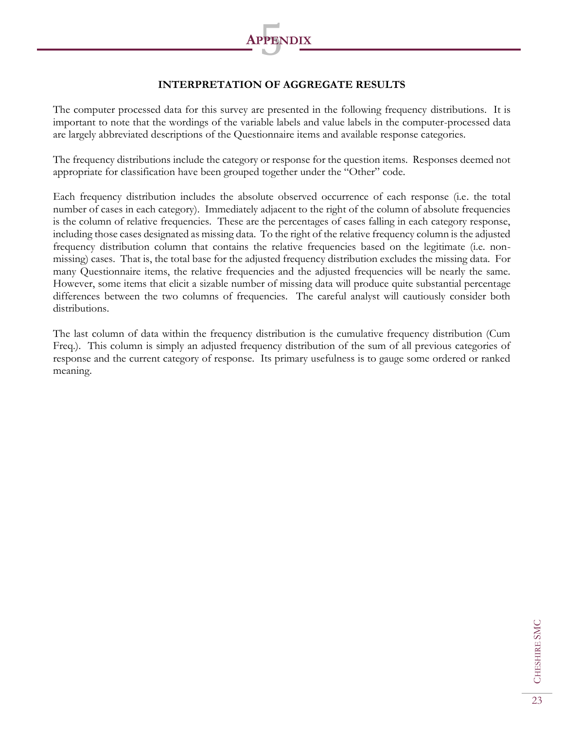# 5 APPENDIX

## INTERPRETATION OF AGGREGATE RESULTS

The computer processed data for this survey are presented in the following frequency distributions. It is important to note that the wordings of the variable labels and value labels in the computer-processed data are largely abbreviated descriptions of the Questionnaire items and available response categories.

The frequency distributions include the category or response for the question items. Responses deemed not appropriate for classification have been grouped together under the "Other" code.

Each frequency distribution includes the absolute observed occurrence of each response (i.e. the total number of cases in each category). Immediately adjacent to the right of the column of absolute frequencies is the column of relative frequencies. These are the percentages of cases falling in each category response, including those cases designated as missing data. To the right of the relative frequency column is the adjusted frequency distribution column that contains the relative frequencies based on the legitimate (i.e. non-missing) cases. That is, the total base for the adjusted frequency distribution excludes the missing data. For many Questionnaire items, the relative frequencies and the adjusted frequencies will be nearly the same. However, some items that elicit a sizable number of missing data will produce quite substantial percentage differences between the two columns of frequencies. The careful analyst will cautiously consider both distributions.

The last column of data within the frequency distribution is the cumulative frequency distribution (Cum Freq.). This column is simply an adjusted frequency distribution of the sum of all previous categories of response and the current category of response. Its primary usefulness is to gauge some ordered or ranked meaning.